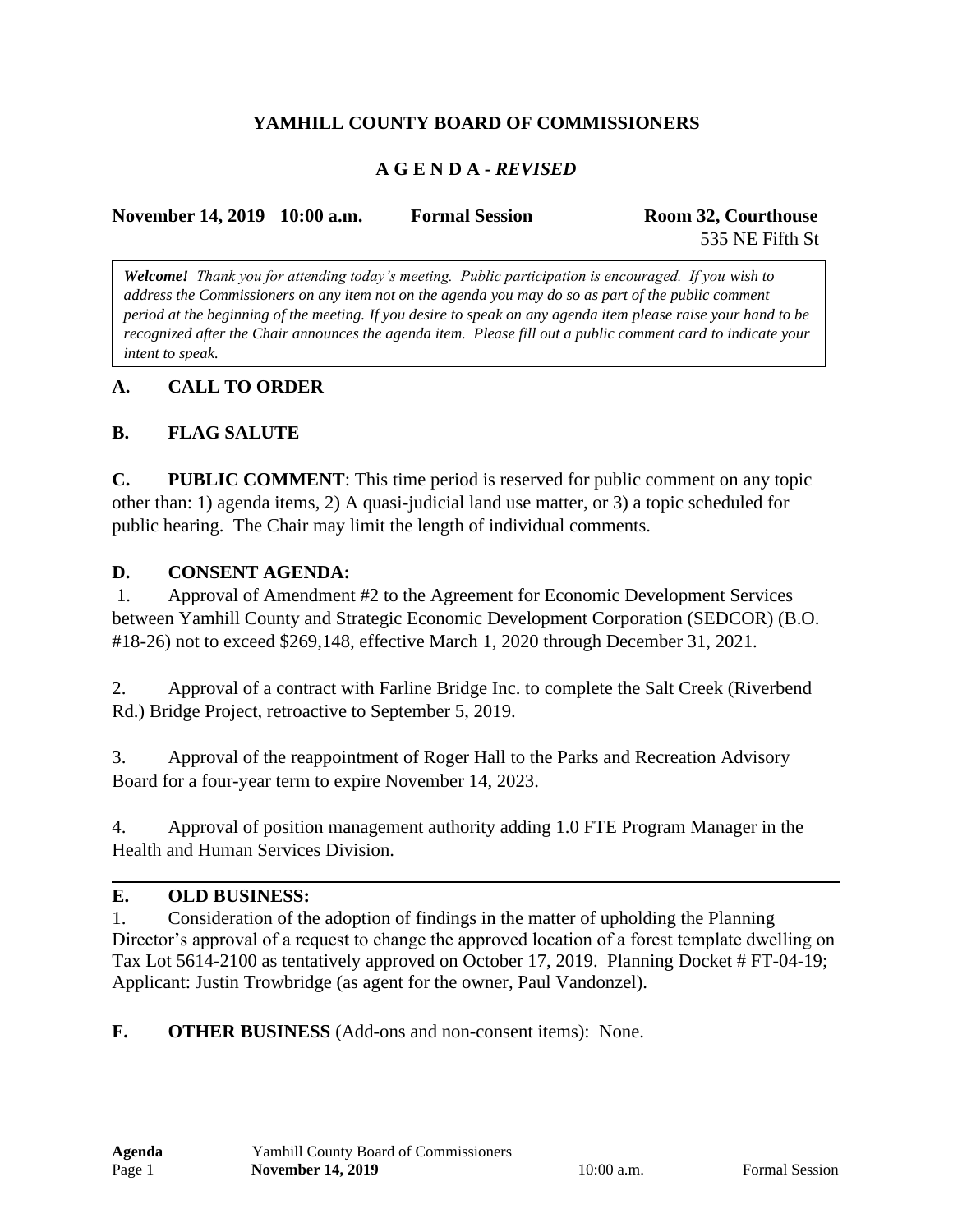# YAMHILL COUNTY BOARD OF COMMISSIONERS

## A G E N D A - *REVISED*

**November 14, 2019 10:00 a.m.** **Formal Session** **Room 32, Courthouse**
535 NE Fifth St

***Welcome!*** *Thank you for attending today's meeting. Public participation is encouraged. If you wish to address the Commissioners on any item not on the agenda you may do so as part of the public comment period at the beginning of the meeting. If you desire to speak on any agenda item please raise your hand to be recognized after the Chair announces the agenda item. Please fill out a public comment card to indicate your intent to speak.*

**A. CALL TO ORDER**

**B. FLAG SALUTE**

**C. PUBLIC COMMENT**: This time period is reserved for public comment on any topic other than: 1) agenda items, 2) A quasi-judicial land use matter, or 3) a topic scheduled for public hearing. The Chair may limit the length of individual comments.

**D. CONSENT AGENDA:**

1. Approval of Amendment #2 to the Agreement for Economic Development Services between Yamhill County and Strategic Economic Development Corporation (SEDCOR) (B.O. #18-26) not to exceed $269,148, effective March 1, 2020 through December 31, 2021.

2. Approval of a contract with Farline Bridge Inc. to complete the Salt Creek (Riverbend Rd.) Bridge Project, retroactive to September 5, 2019.

3. Approval of the reappointment of Roger Hall to the Parks and Recreation Advisory Board for a four-year term to expire November 14, 2023.

4. Approval of position management authority adding 1.0 FTE Program Manager in the Health and Human Services Division.

---

**E. OLD BUSINESS:**

1. Consideration of the adoption of findings in the matter of upholding the Planning Director's approval of a request to change the approved location of a forest template dwelling on Tax Lot 5614-2100 as tentatively approved on October 17, 2019. Planning Docket # FT-04-19; Applicant: Justin Trowbridge (as agent for the owner, Paul Vandonzel).

**F. OTHER BUSINESS** (Add-ons and non-consent items): None.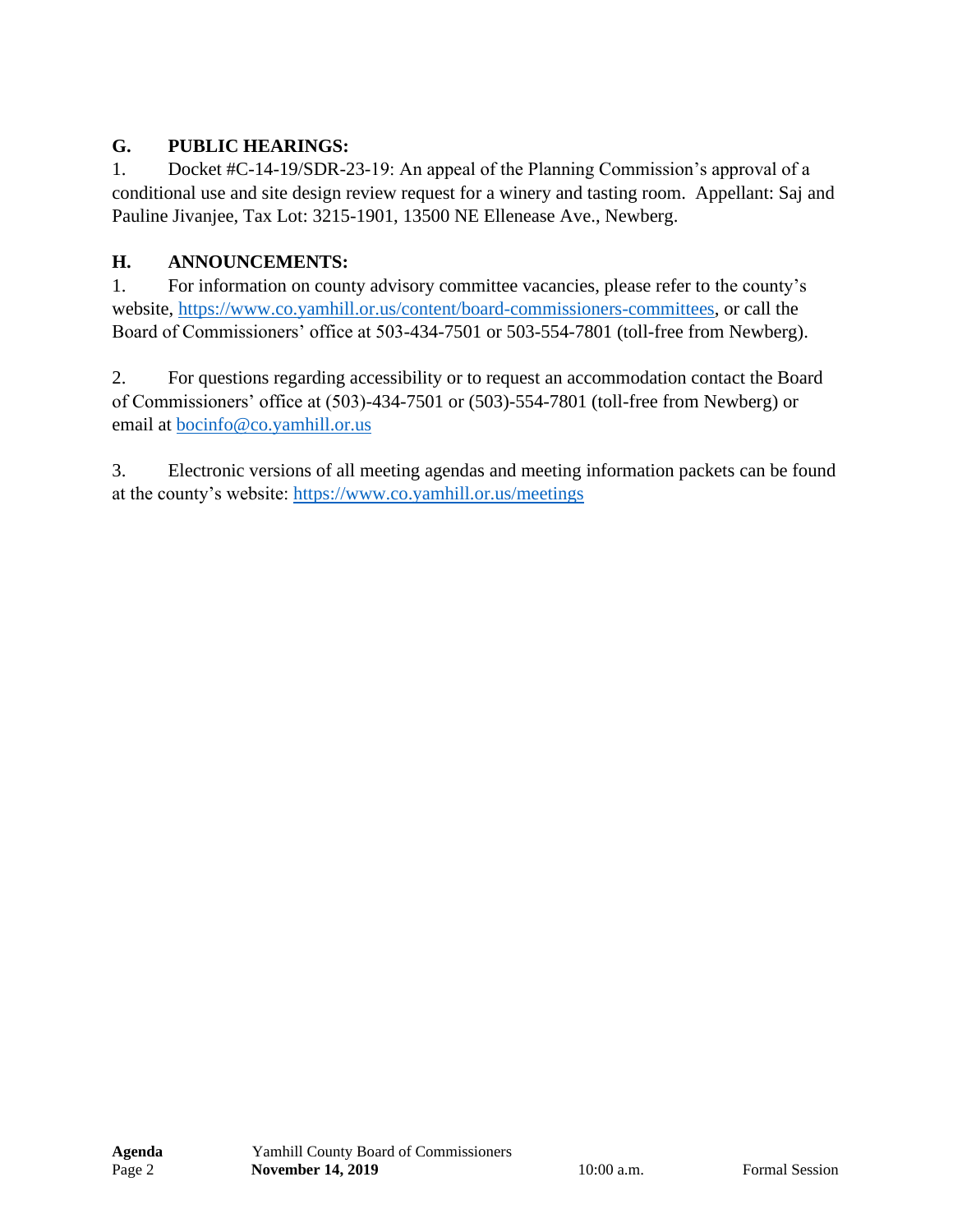## G. PUBLIC HEARINGS:

1. Docket #C-14-19/SDR-23-19: An appeal of the Planning Commission's approval of a conditional use and site design review request for a winery and tasting room. Appellant: Saj and Pauline Jivanjee, Tax Lot: 3215-1901, 13500 NE Ellenease Ave., Newberg.

## H. ANNOUNCEMENTS:

1. For information on county advisory committee vacancies, please refer to the county's website, https://www.co.yamhill.or.us/content/board-commissioners-committees, or call the Board of Commissioners' office at 503-434-7501 or 503-554-7801 (toll-free from Newberg).

2. For questions regarding accessibility or to request an accommodation contact the Board of Commissioners' office at (503)-434-7501 or (503)-554-7801 (toll-free from Newberg) or email at bocinfo@co.yamhill.or.us

3. Electronic versions of all meeting agendas and meeting information packets can be found at the county's website: https://www.co.yamhill.or.us/meetings